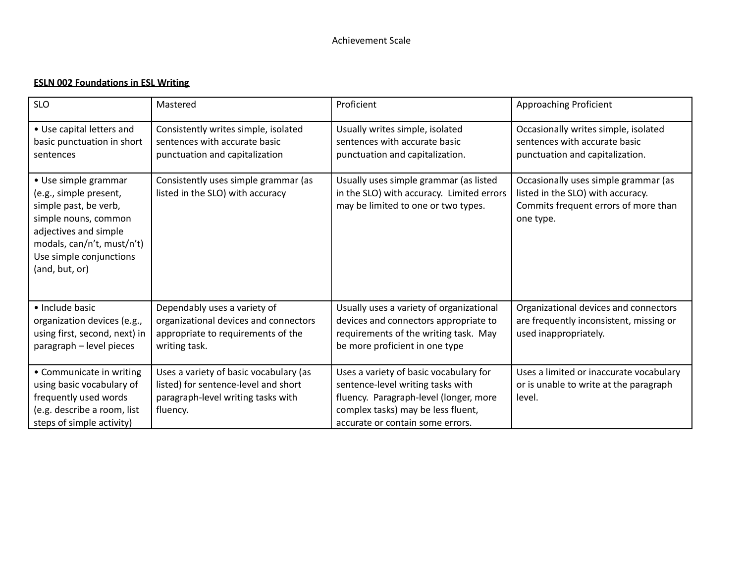Achievement Scale

**ESLN 002 Foundations in ESL Writing**

| SLO | Mastered | Proficient | Approaching Proficient |
|---|---|---|---|
| • Use capital letters and basic punctuation in short sentences | Consistently writes simple, isolated sentences with accurate basic punctuation and capitalization | Usually writes simple, isolated sentences with accurate basic punctuation and capitalization. | Occasionally writes simple, isolated sentences with accurate basic punctuation and capitalization. |
| • Use simple grammar (e.g., simple present, simple past, be verb, simple nouns, common adjectives and simple modals, can/n't, must/n't) Use simple conjunctions (and, but, or) | Consistently uses simple grammar (as listed in the SLO) with accuracy | Usually uses simple grammar (as listed in the SLO) with accuracy. Limited errors may be limited to one or two types. | Occasionally uses simple grammar (as listed in the SLO) with accuracy. Commits frequent errors of more than one type. |
| • Include basic organization devices (e.g., using first, second, next) in paragraph – level pieces | Dependably uses a variety of organizational devices and connectors appropriate to requirements of the writing task. | Usually uses a variety of organizational devices and connectors appropriate to requirements of the writing task. May be more proficient in one type | Organizational devices and connectors are frequently inconsistent, missing or used inappropriately. |
| • Communicate in writing using basic vocabulary of frequently used words (e.g. describe a room, list steps of simple activity) | Uses a variety of basic vocabulary (as listed) for sentence-level and short paragraph-level writing tasks with fluency. | Uses a variety of basic vocabulary for sentence-level writing tasks with fluency. Paragraph-level (longer, more complex tasks) may be less fluent, accurate or contain some errors. | Uses a limited or inaccurate vocabulary or is unable to write at the paragraph level. |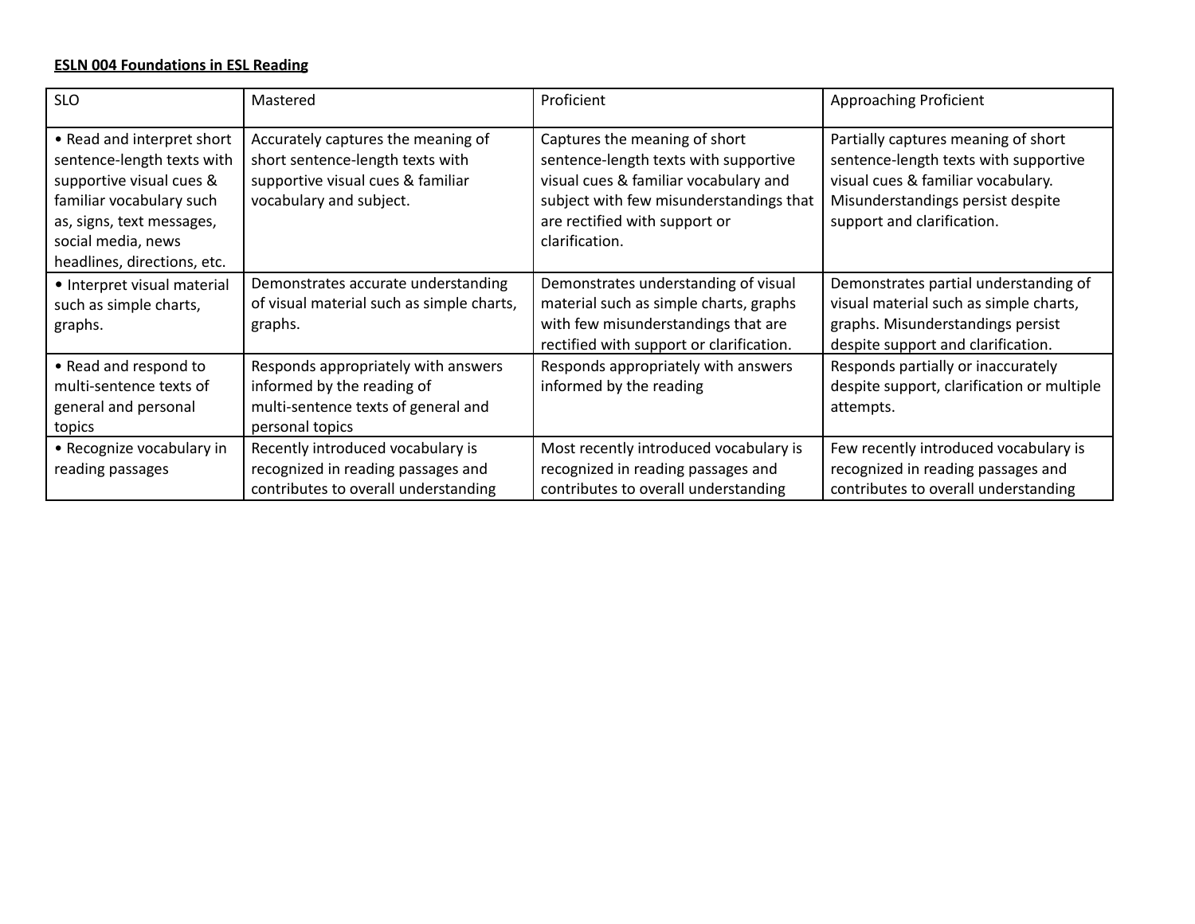**ESLN 004 Foundations in ESL Reading**

| SLO | Mastered | Proficient | Approaching Proficient |
|---|---|---|---|
| • Read and interpret short sentence-length texts with supportive visual cues & familiar vocabulary such as, signs, text messages, social media, news headlines, directions, etc. | Accurately captures the meaning of short sentence-length texts with supportive visual cues & familiar vocabulary and subject. | Captures the meaning of short sentence-length texts with supportive visual cues & familiar vocabulary and subject with few misunderstandings that are rectified with support or clarification. | Partially captures meaning of short sentence-length texts with supportive visual cues & familiar vocabulary. Misunderstandings persist despite support and clarification. |
| • Interpret visual material such as simple charts, graphs. | Demonstrates accurate understanding of visual material such as simple charts, graphs. | Demonstrates understanding of visual material such as simple charts, graphs with few misunderstandings that are rectified with support or clarification. | Demonstrates partial understanding of visual material such as simple charts, graphs. Misunderstandings persist despite support and clarification. |
| • Read and respond to multi-sentence texts of general and personal topics | Responds appropriately with answers informed by the reading of multi-sentence texts of general and personal topics | Responds appropriately with answers informed by the reading | Responds partially or inaccurately despite support, clarification or multiple attempts. |
| • Recognize vocabulary in reading passages | Recently introduced vocabulary is recognized in reading passages and contributes to overall understanding | Most recently introduced vocabulary is recognized in reading passages and contributes to overall understanding | Few recently introduced vocabulary is recognized in reading passages and contributes to overall understanding |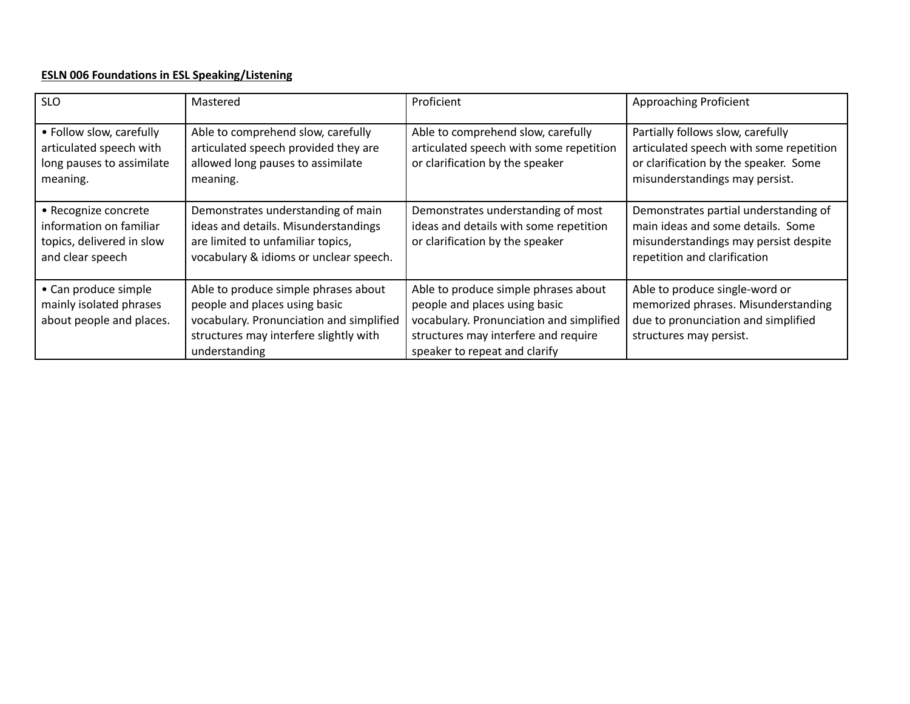**ESLN 006 Foundations in ESL Speaking/Listening**

| SLO | Mastered | Proficient | Approaching Proficient |
|---|---|---|---|
| • Follow slow, carefully articulated speech with long pauses to assimilate meaning. | Able to comprehend slow, carefully articulated speech provided they are allowed long pauses to assimilate meaning. | Able to comprehend slow, carefully articulated speech with some repetition or clarification by the speaker | Partially follows slow, carefully articulated speech with some repetition or clarification by the speaker. Some misunderstandings may persist. |
| • Recognize concrete information on familiar topics, delivered in slow and clear speech | Demonstrates understanding of main ideas and details. Misunderstandings are limited to unfamiliar topics, vocabulary & idioms or unclear speech. | Demonstrates understanding of most ideas and details with some repetition or clarification by the speaker | Demonstrates partial understanding of main ideas and some details. Some misunderstandings may persist despite repetition and clarification |
| • Can produce simple mainly isolated phrases about people and places. | Able to produce simple phrases about people and places using basic vocabulary. Pronunciation and simplified structures may interfere slightly with understanding | Able to produce simple phrases about people and places using basic vocabulary. Pronunciation and simplified structures may interfere and require speaker to repeat and clarify | Able to produce single-word or memorized phrases. Misunderstanding due to pronunciation and simplified structures may persist. |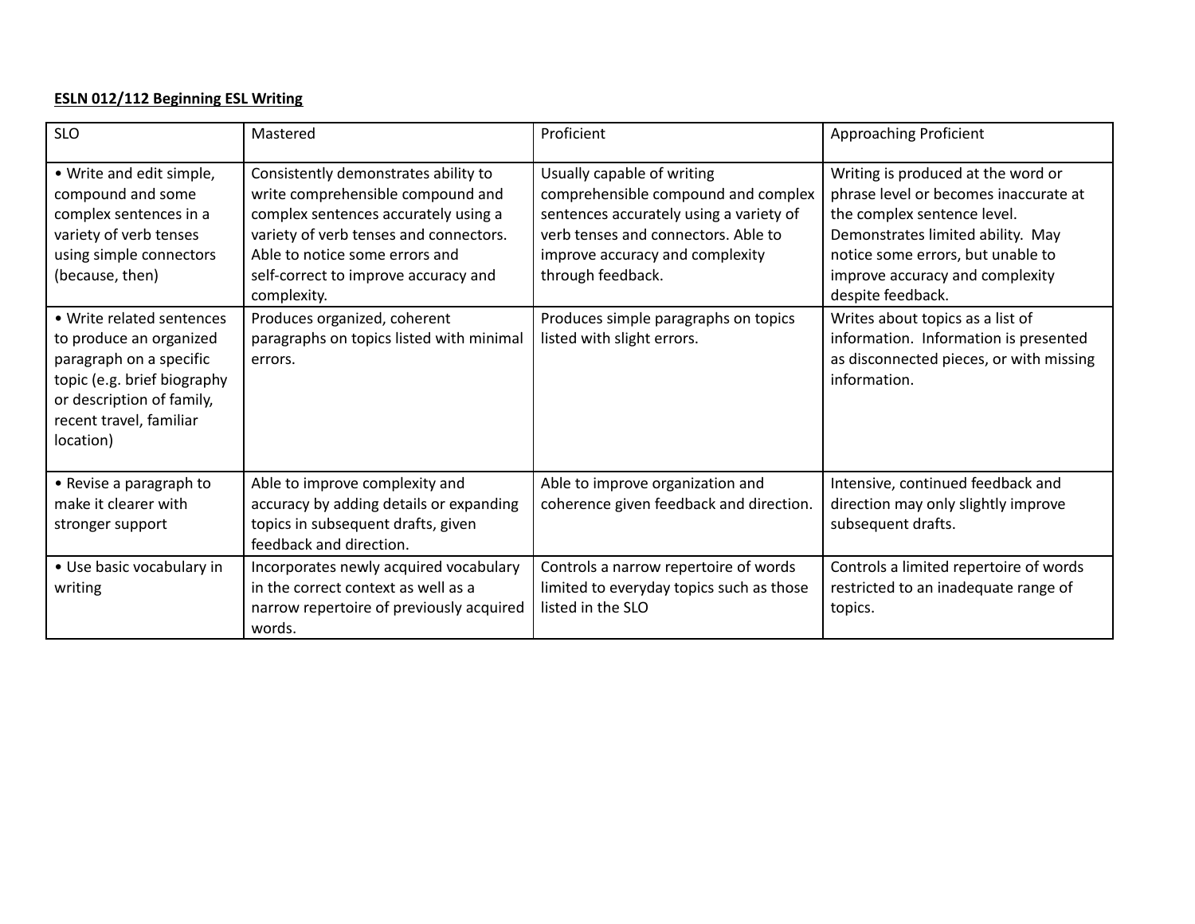**ESLN 012/112 Beginning ESL Writing**

| SLO | Mastered | Proficient | Approaching Proficient |
|---|---|---|---|
| • Write and edit simple, compound and some complex sentences in a variety of verb tenses using simple connectors (because, then) | Consistently demonstrates ability to write comprehensible compound and complex sentences accurately using a variety of verb tenses and connectors. Able to notice some errors and self-correct to improve accuracy and complexity. | Usually capable of writing comprehensible compound and complex sentences accurately using a variety of verb tenses and connectors. Able to improve accuracy and complexity through feedback. | Writing is produced at the word or phrase level or becomes inaccurate at the complex sentence level. Demonstrates limited ability. May notice some errors, but unable to improve accuracy and complexity despite feedback. |
| • Write related sentences to produce an organized paragraph on a specific topic (e.g. brief biography or description of family, recent travel, familiar location) | Produces organized, coherent paragraphs on topics listed with minimal errors. | Produces simple paragraphs on topics listed with slight errors. | Writes about topics as a list of information. Information is presented as disconnected pieces, or with missing information. |
| • Revise a paragraph to make it clearer with stronger support | Able to improve complexity and accuracy by adding details or expanding topics in subsequent drafts, given feedback and direction. | Able to improve organization and coherence given feedback and direction. | Intensive, continued feedback and direction may only slightly improve subsequent drafts. |
| • Use basic vocabulary in writing | Incorporates newly acquired vocabulary in the correct context as well as a narrow repertoire of previously acquired words. | Controls a narrow repertoire of words limited to everyday topics such as those listed in the SLO | Controls a limited repertoire of words restricted to an inadequate range of topics. |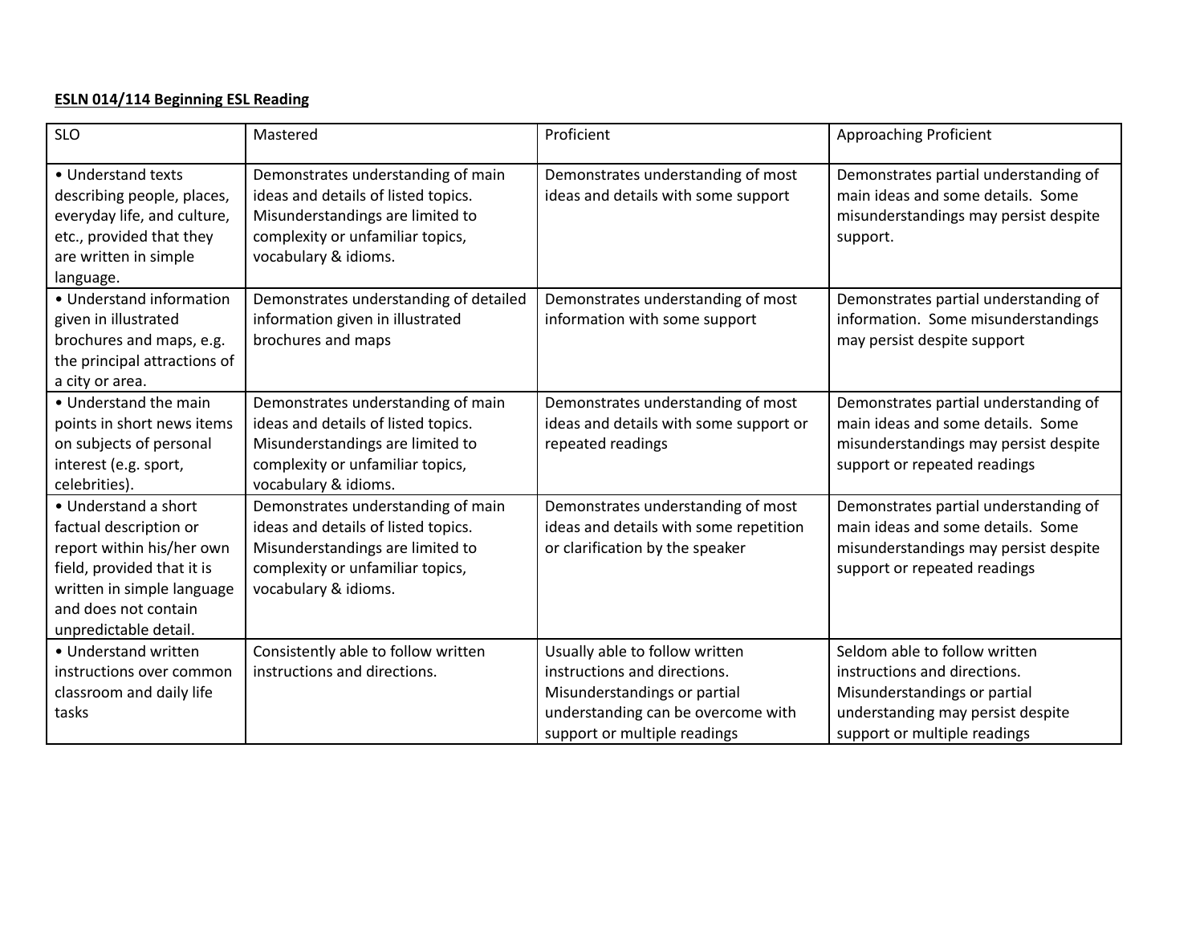**ESLN 014/114 Beginning ESL Reading**

| SLO | Mastered | Proficient | Approaching Proficient |
|---|---|---|---|
| • Understand texts describing people, places, everyday life, and culture, etc., provided that they are written in simple language. | Demonstrates understanding of main ideas and details of listed topics. Misunderstandings are limited to complexity or unfamiliar topics, vocabulary & idioms. | Demonstrates understanding of most ideas and details with some support | Demonstrates partial understanding of main ideas and some details. Some misunderstandings may persist despite support. |
| • Understand information given in illustrated brochures and maps, e.g. the principal attractions of a city or area. | Demonstrates understanding of detailed information given in illustrated brochures and maps | Demonstrates understanding of most information with some support | Demonstrates partial understanding of information. Some misunderstandings may persist despite support |
| • Understand the main points in short news items on subjects of personal interest (e.g. sport, celebrities). | Demonstrates understanding of main ideas and details of listed topics. Misunderstandings are limited to complexity or unfamiliar topics, vocabulary & idioms. | Demonstrates understanding of most ideas and details with some support or repeated readings | Demonstrates partial understanding of main ideas and some details. Some misunderstandings may persist despite support or repeated readings |
| • Understand a short factual description or report within his/her own field, provided that it is written in simple language and does not contain unpredictable detail. | Demonstrates understanding of main ideas and details of listed topics. Misunderstandings are limited to complexity or unfamiliar topics, vocabulary & idioms. | Demonstrates understanding of most ideas and details with some repetition or clarification by the speaker | Demonstrates partial understanding of main ideas and some details. Some misunderstandings may persist despite support or repeated readings |
| • Understand written instructions over common classroom and daily life tasks | Consistently able to follow written instructions and directions. | Usually able to follow written instructions and directions. Misunderstandings or partial understanding can be overcome with support or multiple readings | Seldom able to follow written instructions and directions. Misunderstandings or partial understanding may persist despite support or multiple readings |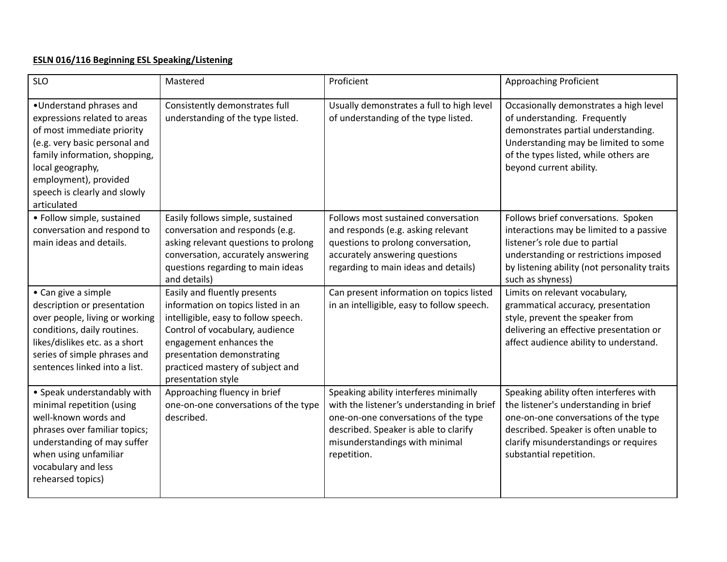**ESLN 016/116 Beginning ESL Speaking/Listening**

| SLO | Mastered | Proficient | Approaching Proficient |
|---|---|---|---|
| •Understand phrases and expressions related to areas of most immediate priority (e.g. very basic personal and family information, shopping, local geography, employment), provided speech is clearly and slowly articulated | Consistently demonstrates full understanding of the type listed. | Usually demonstrates a full to high level of understanding of the type listed. | Occasionally demonstrates a high level of understanding. Frequently demonstrates partial understanding. Understanding may be limited to some of the types listed, while others are beyond current ability. |
| • Follow simple, sustained conversation and respond to main ideas and details. | Easily follows simple, sustained conversation and responds (e.g. asking relevant questions to prolong conversation, accurately answering questions regarding to main ideas and details) | Follows most sustained conversation and responds (e.g. asking relevant questions to prolong conversation, accurately answering questions regarding to main ideas and details) | Follows brief conversations. Spoken interactions may be limited to a passive listener's role due to partial understanding or restrictions imposed by listening ability (not personality traits such as shyness) |
| • Can give a simple description or presentation over people, living or working conditions, daily routines. likes/dislikes etc. as a short series of simple phrases and sentences linked into a list. | Easily and fluently presents information on topics listed in an intelligible, easy to follow speech. Control of vocabulary, audience engagement enhances the presentation demonstrating practiced mastery of subject and presentation style | Can present information on topics listed in an intelligible, easy to follow speech. | Limits on relevant vocabulary, grammatical accuracy, presentation style, prevent the speaker from delivering an effective presentation or affect audience ability to understand. |
| • Speak understandably with minimal repetition (using well-known words and phrases over familiar topics; understanding of may suffer when using unfamiliar vocabulary and less rehearsed topics) | Approaching fluency in brief one-on-one conversations of the type described. | Speaking ability interferes minimally with the listener's understanding in brief one-on-one conversations of the type described. Speaker is able to clarify misunderstandings with minimal repetition. | Speaking ability often interferes with the listener's understanding in brief one-on-one conversations of the type described. Speaker is often unable to clarify misunderstandings or requires substantial repetition. |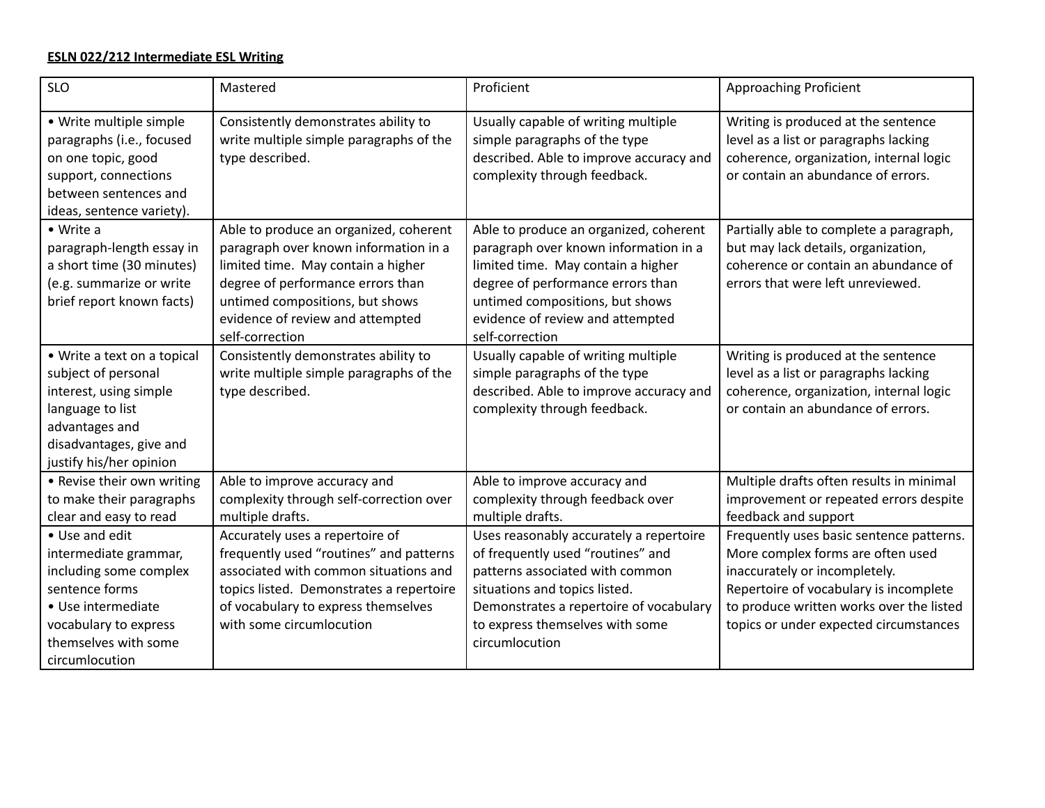**ESLN 022/212 Intermediate ESL Writing**

| SLO | Mastered | Proficient | Approaching Proficient |
|---|---|---|---|
| • Write multiple simple paragraphs (i.e., focused on one topic, good support, connections between sentences and ideas, sentence variety). | Consistently demonstrates ability to write multiple simple paragraphs of the type described. | Usually capable of writing multiple simple paragraphs of the type described. Able to improve accuracy and complexity through feedback. | Writing is produced at the sentence level as a list or paragraphs lacking coherence, organization, internal logic or contain an abundance of errors. |
| • Write a paragraph-length essay in a short time (30 minutes) (e.g. summarize or write brief report known facts) | Able to produce an organized, coherent paragraph over known information in a limited time. May contain a higher degree of performance errors than untimed compositions, but shows evidence of review and attempted self-correction | Able to produce an organized, coherent paragraph over known information in a limited time. May contain a higher degree of performance errors than untimed compositions, but shows evidence of review and attempted self-correction | Partially able to complete a paragraph, but may lack details, organization, coherence or contain an abundance of errors that were left unreviewed. |
| • Write a text on a topical subject of personal interest, using simple language to list advantages and disadvantages, give and justify his/her opinion | Consistently demonstrates ability to write multiple simple paragraphs of the type described. | Usually capable of writing multiple simple paragraphs of the type described. Able to improve accuracy and complexity through feedback. | Writing is produced at the sentence level as a list or paragraphs lacking coherence, organization, internal logic or contain an abundance of errors. |
| • Revise their own writing to make their paragraphs clear and easy to read | Able to improve accuracy and complexity through self-correction over multiple drafts. | Able to improve accuracy and complexity through feedback over multiple drafts. | Multiple drafts often results in minimal improvement or repeated errors despite feedback and support |
| • Use and edit intermediate grammar, including some complex sentence forms<br>• Use intermediate vocabulary to express themselves with some circumlocution | Accurately uses a repertoire of frequently used "routines" and patterns associated with common situations and topics listed. Demonstrates a repertoire of vocabulary to express themselves with some circumlocution | Uses reasonably accurately a repertoire of frequently used "routines" and patterns associated with common situations and topics listed. Demonstrates a repertoire of vocabulary to express themselves with some circumlocution | Frequently uses basic sentence patterns. More complex forms are often used inaccurately or incompletely. Repertoire of vocabulary is incomplete to produce written works over the listed topics or under expected circumstances |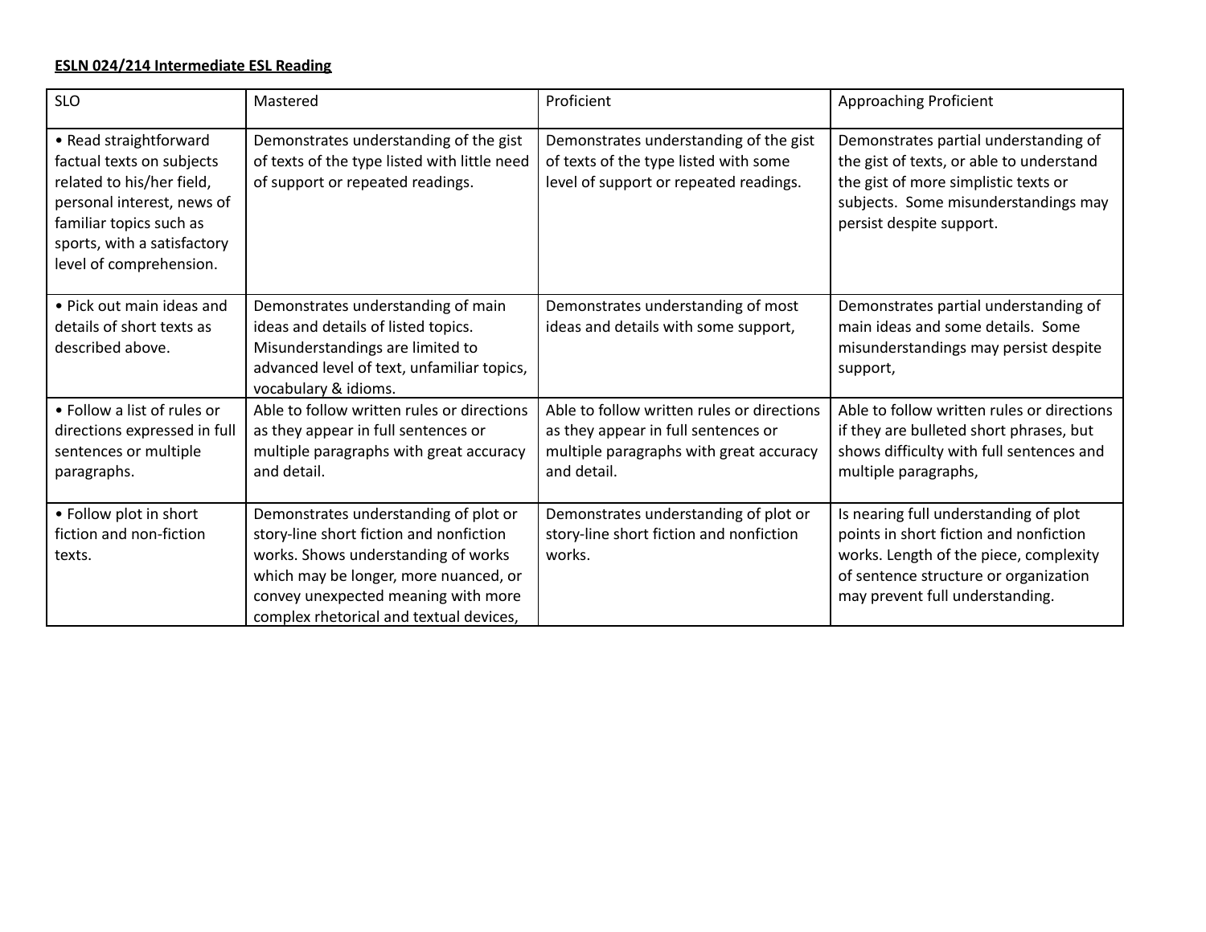**ESLN 024/214 Intermediate ESL Reading**

| SLO | Mastered | Proficient | Approaching Proficient |
| --- | --- | --- | --- |
| • Read straightforward factual texts on subjects related to his/her field, personal interest, news of familiar topics such as sports, with a satisfactory level of comprehension. | Demonstrates understanding of the gist of texts of the type listed with little need of support or repeated readings. | Demonstrates understanding of the gist of texts of the type listed with some level of support or repeated readings. | Demonstrates partial understanding of the gist of texts, or able to understand the gist of more simplistic texts or subjects. Some misunderstandings may persist despite support. |
| • Pick out main ideas and details of short texts as described above. | Demonstrates understanding of main ideas and details of listed topics. Misunderstandings are limited to advanced level of text, unfamiliar topics, vocabulary & idioms. | Demonstrates understanding of most ideas and details with some support, | Demonstrates partial understanding of main ideas and some details. Some misunderstandings may persist despite support, |
| • Follow a list of rules or directions expressed in full sentences or multiple paragraphs. | Able to follow written rules or directions as they appear in full sentences or multiple paragraphs with great accuracy and detail. | Able to follow written rules or directions as they appear in full sentences or multiple paragraphs with great accuracy and detail. | Able to follow written rules or directions if they are bulleted short phrases, but shows difficulty with full sentences and multiple paragraphs, |
| • Follow plot in short fiction and non-fiction texts. | Demonstrates understanding of plot or story-line short fiction and nonfiction works. Shows understanding of works which may be longer, more nuanced, or convey unexpected meaning with more complex rhetorical and textual devices, | Demonstrates understanding of plot or story-line short fiction and nonfiction works. | Is nearing full understanding of plot points in short fiction and nonfiction works. Length of the piece, complexity of sentence structure or organization may prevent full understanding. |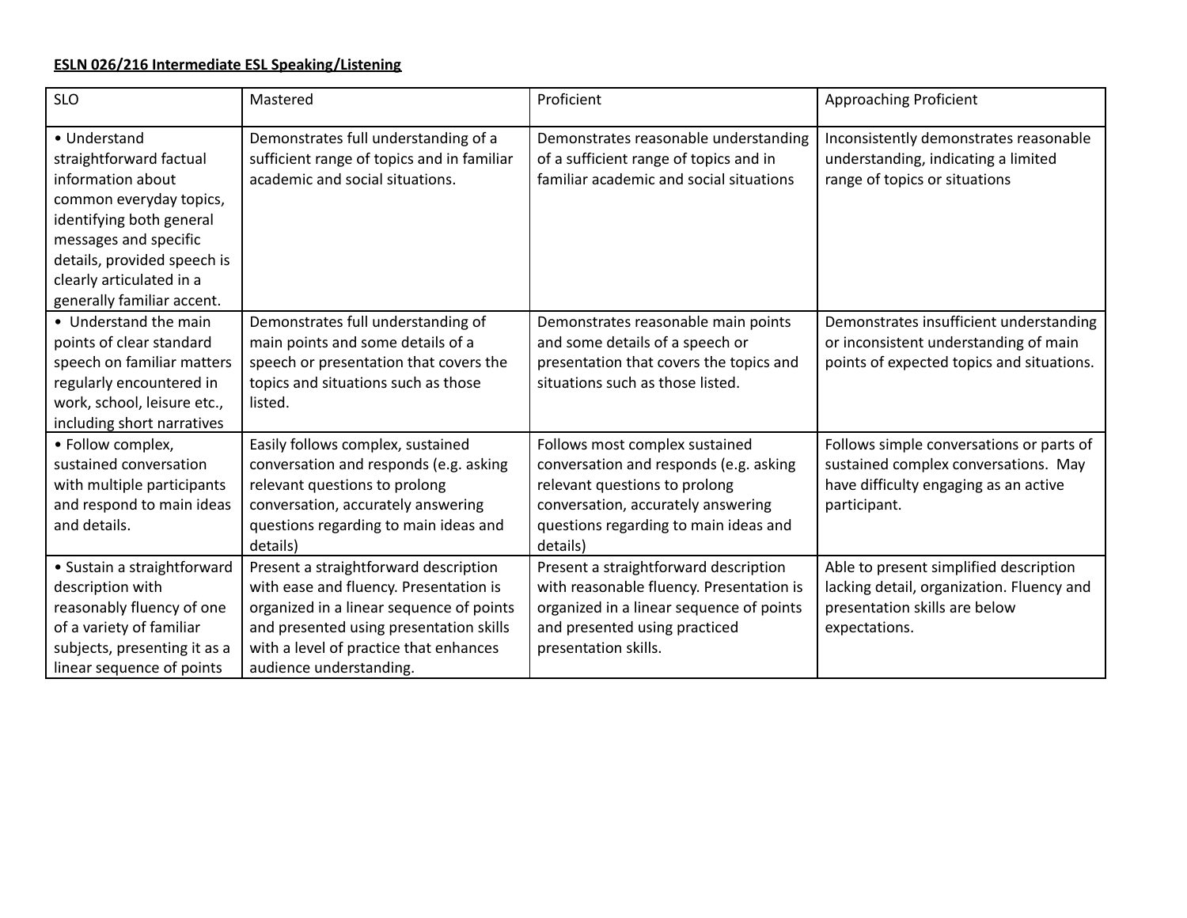**ESLN 026/216 Intermediate ESL Speaking/Listening**

| SLO | Mastered | Proficient | Approaching Proficient |
|---|---|---|---|
| • Understand straightforward factual information about common everyday topics, identifying both general messages and specific details, provided speech is clearly articulated in a generally familiar accent. | Demonstrates full understanding of a sufficient range of topics and in familiar academic and social situations. | Demonstrates reasonable understanding of a sufficient range of topics and in familiar academic and social situations | Inconsistently demonstrates reasonable understanding, indicating a limited range of topics or situations |
| • Understand the main points of clear standard speech on familiar matters regularly encountered in work, school, leisure etc., including short narratives | Demonstrates full understanding of main points and some details of a speech or presentation that covers the topics and situations such as those listed. | Demonstrates reasonable main points and some details of a speech or presentation that covers the topics and situations such as those listed. | Demonstrates insufficient understanding or inconsistent understanding of main points of expected topics and situations. |
| • Follow complex, sustained conversation with multiple participants and respond to main ideas and details. | Easily follows complex, sustained conversation and responds (e.g. asking relevant questions to prolong conversation, accurately answering questions regarding to main ideas and details) | Follows most complex sustained conversation and responds (e.g. asking relevant questions to prolong conversation, accurately answering questions regarding to main ideas and details) | Follows simple conversations or parts of sustained complex conversations. May have difficulty engaging as an active participant. |
| • Sustain a straightforward description with reasonably fluency of one of a variety of familiar subjects, presenting it as a linear sequence of points | Present a straightforward description with ease and fluency. Presentation is organized in a linear sequence of points and presented using presentation skills with a level of practice that enhances audience understanding. | Present a straightforward description with reasonable fluency. Presentation is organized in a linear sequence of points and presented using practiced presentation skills. | Able to present simplified description lacking detail, organization. Fluency and presentation skills are below expectations. |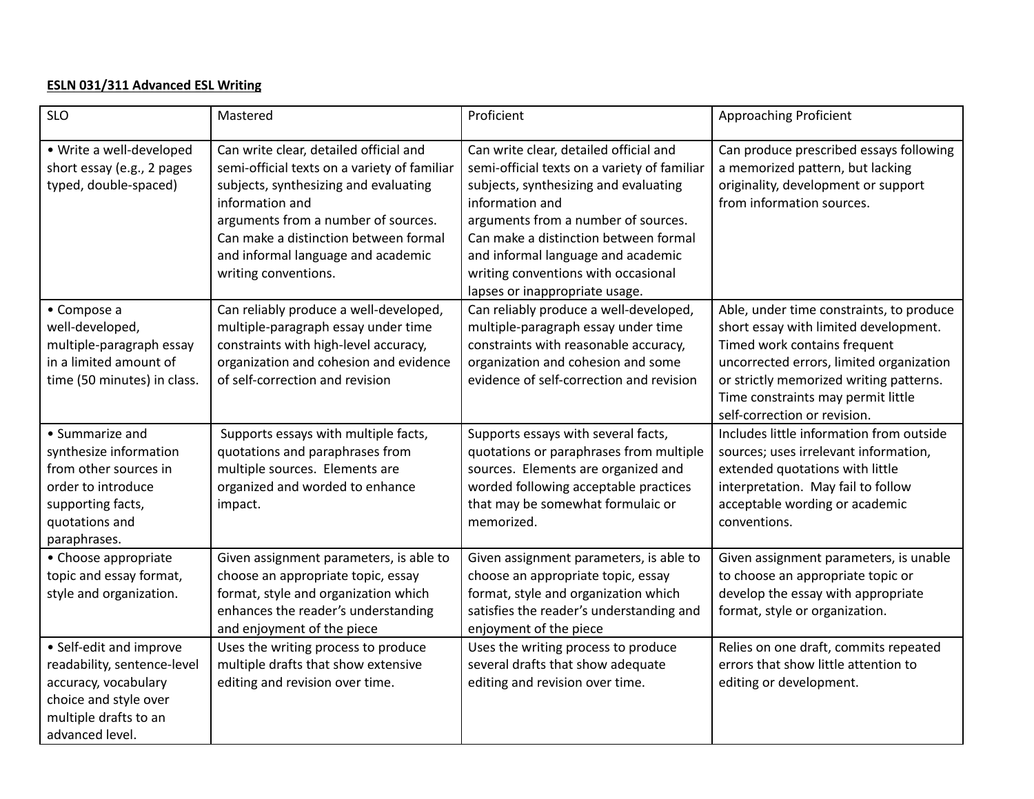**ESLN 031/311 Advanced ESL Writing**

| SLO | Mastered | Proficient | Approaching Proficient |
|---|---|---|---|
| • Write a well-developed short essay (e.g., 2 pages typed, double-spaced) | Can write clear, detailed official and semi-official texts on a variety of familiar subjects, synthesizing and evaluating information and arguments from a number of sources. Can make a distinction between formal and informal language and academic writing conventions. | Can write clear, detailed official and semi-official texts on a variety of familiar subjects, synthesizing and evaluating information and arguments from a number of sources. Can make a distinction between formal and informal language and academic writing conventions with occasional lapses or inappropriate usage. | Can produce prescribed essays following a memorized pattern, but lacking originality, development or support from information sources. |
| • Compose a well-developed, multiple-paragraph essay in a limited amount of time (50 minutes) in class. | Can reliably produce a well-developed, multiple-paragraph essay under time constraints with high-level accuracy, organization and cohesion and evidence of self-correction and revision | Can reliably produce a well-developed, multiple-paragraph essay under time constraints with reasonable accuracy, organization and cohesion and some evidence of self-correction and revision | Able, under time constraints, to produce short essay with limited development. Timed work contains frequent uncorrected errors, limited organization or strictly memorized writing patterns. Time constraints may permit little self-correction or revision. |
| • Summarize and synthesize information from other sources in order to introduce supporting facts, quotations and paraphrases. | Supports essays with multiple facts, quotations and paraphrases from multiple sources. Elements are organized and worded to enhance impact. | Supports essays with several facts, quotations or paraphrases from multiple sources. Elements are organized and worded following acceptable practices that may be somewhat formulaic or memorized. | Includes little information from outside sources; uses irrelevant information, extended quotations with little interpretation. May fail to follow acceptable wording or academic conventions. |
| • Choose appropriate topic and essay format, style and organization. | Given assignment parameters, is able to choose an appropriate topic, essay format, style and organization which enhances the reader's understanding and enjoyment of the piece | Given assignment parameters, is able to choose an appropriate topic, essay format, style and organization which satisfies the reader's understanding and enjoyment of the piece | Given assignment parameters, is unable to choose an appropriate topic or develop the essay with appropriate format, style or organization. |
| • Self-edit and improve readability, sentence-level accuracy, vocabulary choice and style over multiple drafts to an advanced level. | Uses the writing process to produce multiple drafts that show extensive editing and revision over time. | Uses the writing process to produce several drafts that show adequate editing and revision over time. | Relies on one draft, commits repeated errors that show little attention to editing or development. |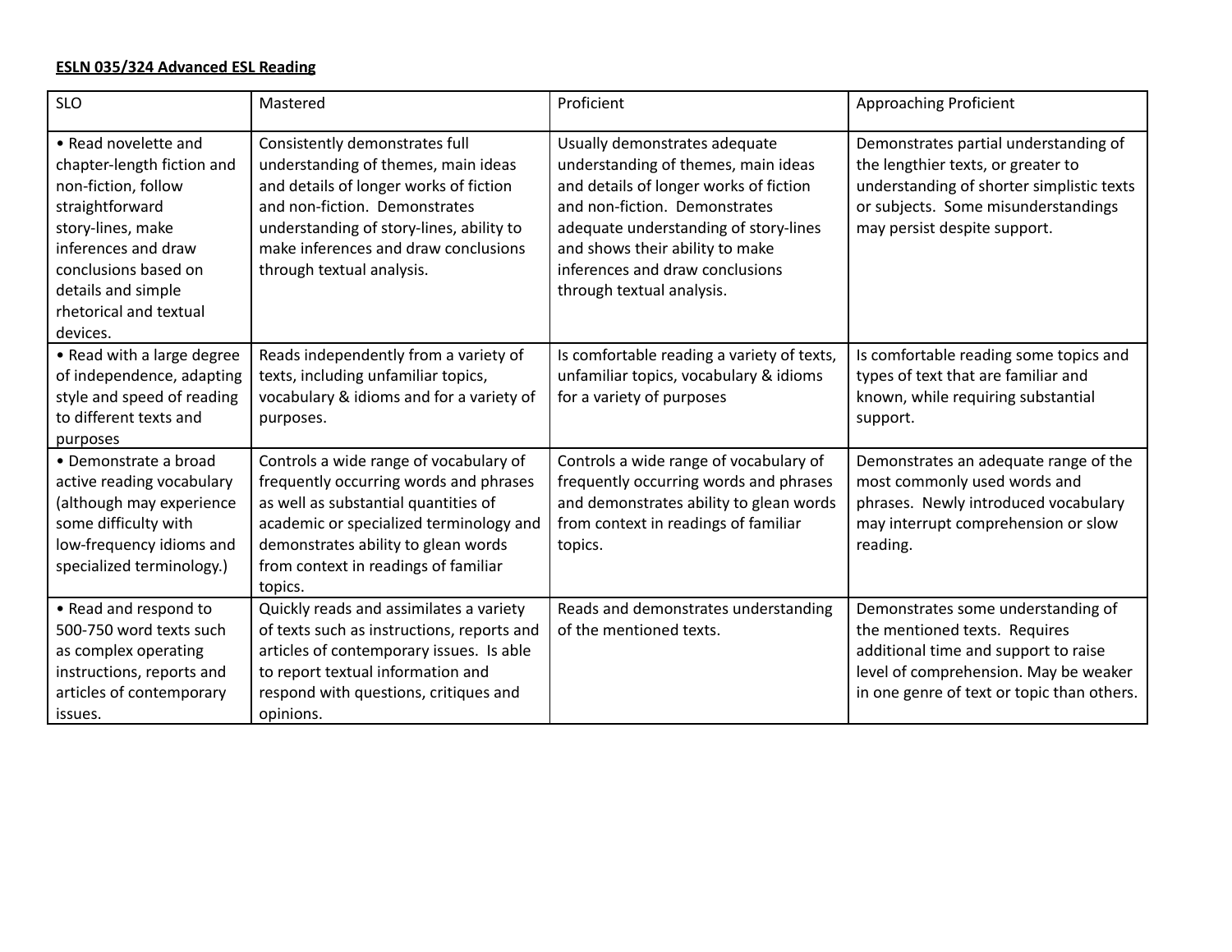**ESLN 035/324 Advanced ESL Reading**

| SLO | Mastered | Proficient | Approaching Proficient |
|---|---|---|---|
| • Read novelette and chapter-length fiction and non-fiction, follow straightforward story-lines, make inferences and draw conclusions based on details and simple rhetorical and textual devices. | Consistently demonstrates full understanding of themes, main ideas and details of longer works of fiction and non-fiction. Demonstrates understanding of story-lines, ability to make inferences and draw conclusions through textual analysis. | Usually demonstrates adequate understanding of themes, main ideas and details of longer works of fiction and non-fiction. Demonstrates adequate understanding of story-lines and shows their ability to make inferences and draw conclusions through textual analysis. | Demonstrates partial understanding of the lengthier texts, or greater to understanding of shorter simplistic texts or subjects. Some misunderstandings may persist despite support. |
| • Read with a large degree of independence, adapting style and speed of reading to different texts and purposes | Reads independently from a variety of texts, including unfamiliar topics, vocabulary & idioms and for a variety of purposes. | Is comfortable reading a variety of texts, unfamiliar topics, vocabulary & idioms for a variety of purposes | Is comfortable reading some topics and types of text that are familiar and known, while requiring substantial support. |
| • Demonstrate a broad active reading vocabulary (although may experience some difficulty with low-frequency idioms and specialized terminology.) | Controls a wide range of vocabulary of frequently occurring words and phrases as well as substantial quantities of academic or specialized terminology and demonstrates ability to glean words from context in readings of familiar topics. | Controls a wide range of vocabulary of frequently occurring words and phrases and demonstrates ability to glean words from context in readings of familiar topics. | Demonstrates an adequate range of the most commonly used words and phrases. Newly introduced vocabulary may interrupt comprehension or slow reading. |
| • Read and respond to 500-750 word texts such as complex operating instructions, reports and articles of contemporary issues. | Quickly reads and assimilates a variety of texts such as instructions, reports and articles of contemporary issues. Is able to report textual information and respond with questions, critiques and opinions. | Reads and demonstrates understanding of the mentioned texts. | Demonstrates some understanding of the mentioned texts. Requires additional time and support to raise level of comprehension. May be weaker in one genre of text or topic than others. |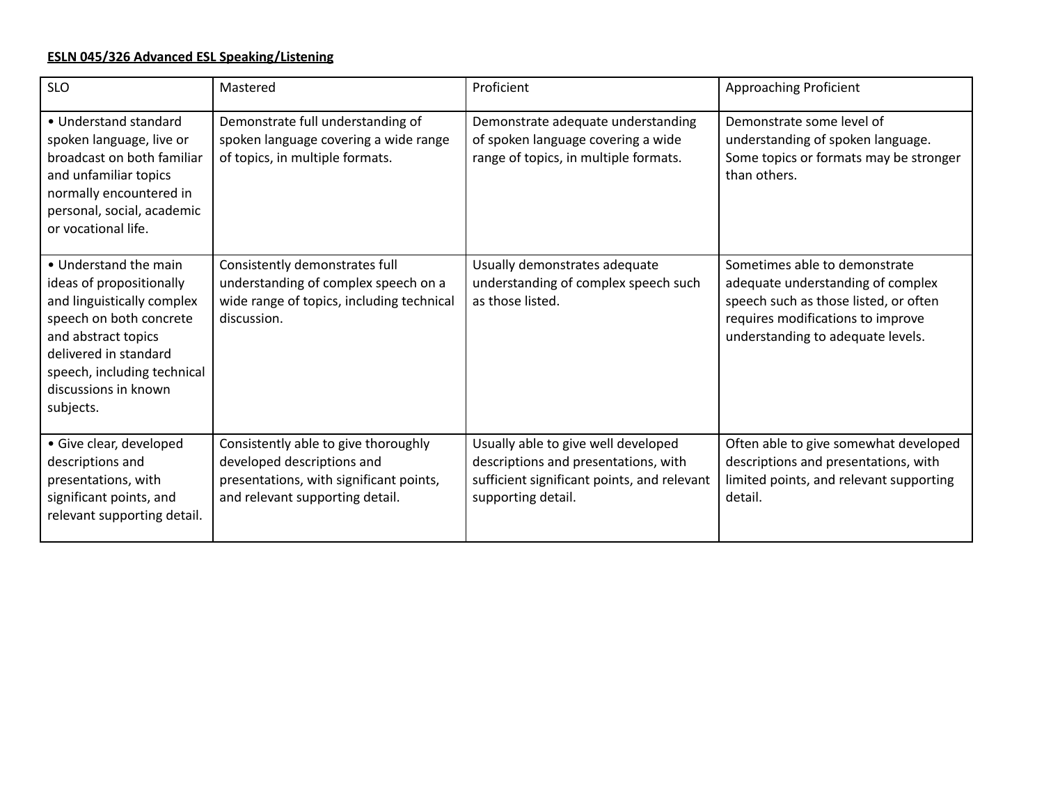**ESLN 045/326 Advanced ESL Speaking/Listening**

| SLO | Mastered | Proficient | Approaching Proficient |
|---|---|---|---|
| • Understand standard spoken language, live or broadcast on both familiar and unfamiliar topics normally encountered in personal, social, academic or vocational life. | Demonstrate full understanding of spoken language covering a wide range of topics, in multiple formats. | Demonstrate adequate understanding of spoken language covering a wide range of topics, in multiple formats. | Demonstrate some level of understanding of spoken language. Some topics or formats may be stronger than others. |
| • Understand the main ideas of propositionally and linguistically complex speech on both concrete and abstract topics delivered in standard speech, including technical discussions in known subjects. | Consistently demonstrates full understanding of complex speech on a wide range of topics, including technical discussion. | Usually demonstrates adequate understanding of complex speech such as those listed. | Sometimes able to demonstrate adequate understanding of complex speech such as those listed, or often requires modifications to improve understanding to adequate levels. |
| • Give clear, developed descriptions and presentations, with significant points, and relevant supporting detail. | Consistently able to give thoroughly developed descriptions and presentations, with significant points, and relevant supporting detail. | Usually able to give well developed descriptions and presentations, with sufficient significant points, and relevant supporting detail. | Often able to give somewhat developed descriptions and presentations, with limited points, and relevant supporting detail. |